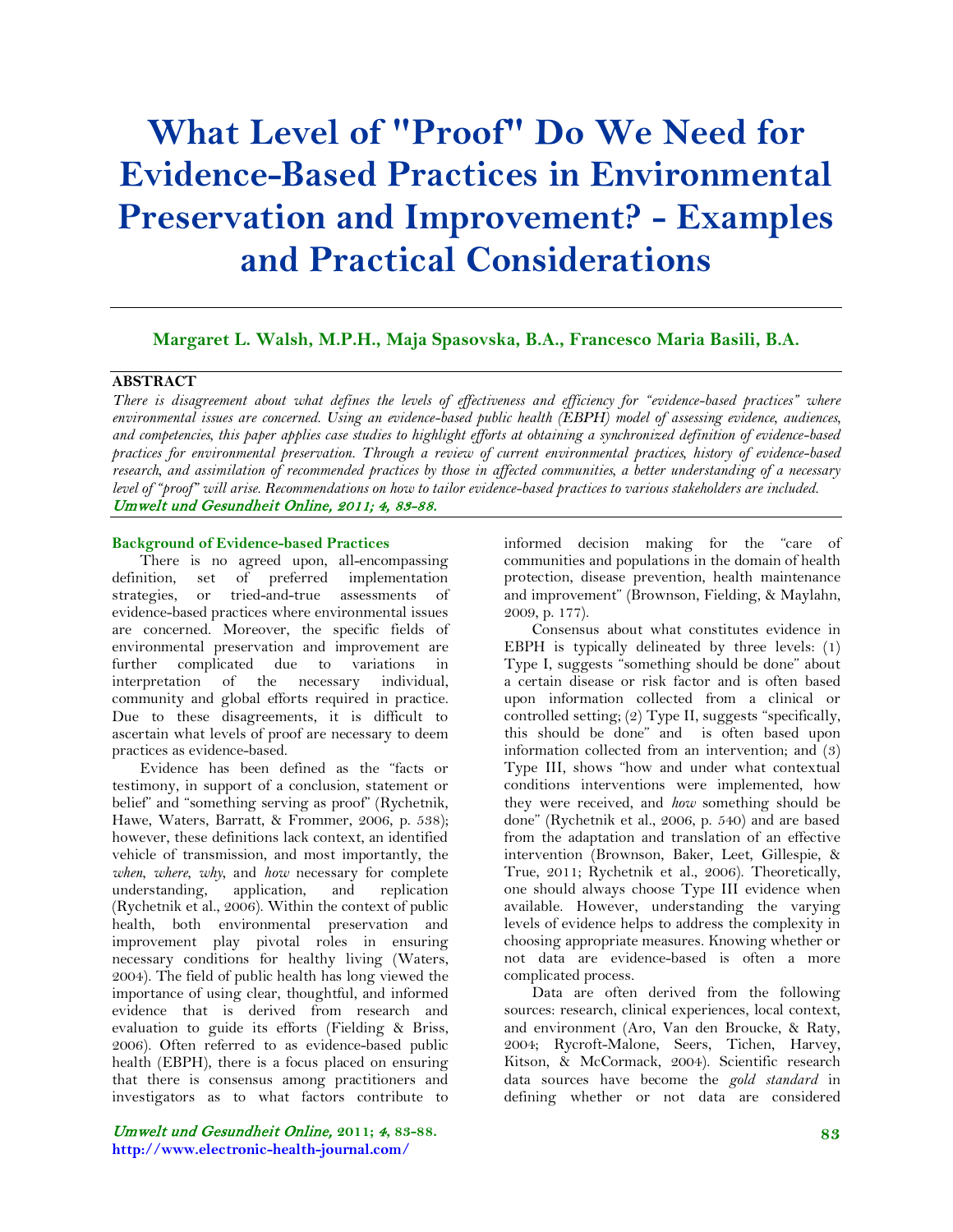# What Level of "Proof" Do We Need for Evidence-Based Practices in Environmental Preservation and Improvement? - Examples and Practical Considerations

**Margaret L. Walsh, M.P.H., Maja Spasovska, B.A., Francesco Maria Basili, B.A.**

**ABSTRACT**

*There is disagreement about what defines the levels of effectiveness and efficiency for "evidence-based practices" where environmental issues are concerned. Using an evidence-based public health (EBPH) model of assessing evidence, audiences, and competencies, this paper applies case studies to highlight efforts at obtaining a synchronized definition of evidence-based practices for environmental preservation. Through a review of current environmental practices, history of evidence-based research, and assimilation of recommended practices by those in affected communities, a better understanding of a necessary level of "proof" will arise. Recommendations on how to tailor evidence-based practices to various stakeholders are included.*

*Umwelt und Gesundheit Online, 2011; 4, 83-88.*

## Background of Evidence-based Practices

There is no agreed upon, all-encompassing definition, set of preferred implementation strategies, or tried-and-true assessments of evidence-based practices where environmental issues are concerned. Moreover, the specific fields of environmental preservation and improvement are further complicated due to variations in interpretation of the necessary individual, community and global efforts required in practice. Due to these disagreements, it is difficult to ascertain what levels of proof are necessary to deem practices as evidence-based.

Evidence has been defined as the "facts or testimony, in support of a conclusion, statement or belief" and "something serving as proof" (Rychetnik, Hawe, Waters, Barratt, & Frommer, 2006, p. 538); however, these definitions lack context, an identified vehicle of transmission, and most importantly, the *when*, *where*, *why*, and *how* necessary for complete understanding, application, and replication (Rychetnik et al., 2006). Within the context of public health, both environmental preservation and improvement play pivotal roles in ensuring necessary conditions for healthy living (Waters, 2004). The field of public health has long viewed the importance of using clear, thoughtful, and informed evidence that is derived from research and evaluation to guide its efforts (Fielding & Briss, 2006). Often referred to as evidence-based public health (EBPH), there is a focus placed on ensuring that there is consensus among practitioners and investigators as to what factors contribute to informed decision making for the "care of communities and populations in the domain of health protection, disease prevention, health maintenance and improvement" (Brownson, Fielding, & Maylahn, 2009, p. 177).

Consensus about what constitutes evidence in EBPH is typically delineated by three levels: (1) Type I, suggests "something should be done" about a certain disease or risk factor and is often based upon information collected from a clinical or controlled setting; (2) Type II, suggests "specifically, this should be done" and is often based upon information collected from an intervention; and (3) Type III, shows "how and under what contextual conditions interventions were implemented, how they were received, and *how* something should be done" (Rychetnik et al., 2006, p. 540) and are based from the adaptation and translation of an effective intervention (Brownson, Baker, Leet, Gillespie, & True, 2011; Rychetnik et al., 2006). Theoretically, one should always choose Type III evidence when available. However, understanding the varying levels of evidence helps to address the complexity in choosing appropriate measures. Knowing whether or not data are evidence-based is often a more complicated process.

Data are often derived from the following sources: research, clinical experiences, local context, and environment (Aro, Van den Broucke, & Raty, 2004; Rycroft-Malone, Seers, Tichen, Harvey, Kitson, & McCormack, 2004). Scientific research data sources have become the *gold standard* in defining whether or not data are considered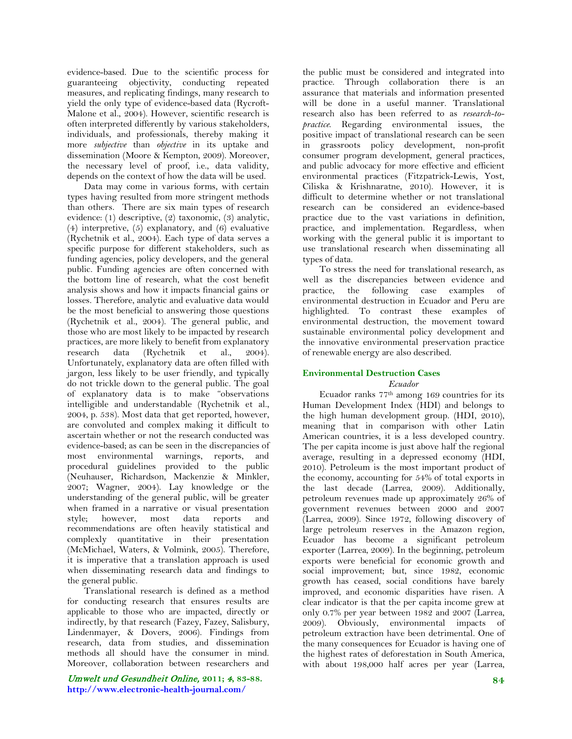evidence-based. Due to the scientific process for guaranteeing objectivity, conducting repeated measures, and replicating findings, many research to yield the only type of evidence-based data (Rycroft-Malone et al., 2004). However, scientific research is often interpreted differently by various stakeholders, individuals, and professionals, thereby making it more *subjective* than *objective* in its uptake and dissemination (Moore & Kempton, 2009). Moreover, the necessary level of proof, i.e., data validity, depends on the context of how the data will be used.

Data may come in various forms, with certain types having resulted from more stringent methods than others. There are six main types of research evidence: (1) descriptive, (2) taxonomic, (3) analytic, (4) interpretive, (5) explanatory, and (6) evaluative (Rychetnik et al., 2004). Each type of data serves a specific purpose for different stakeholders, such as funding agencies, policy developers, and the general public. Funding agencies are often concerned with the bottom line of research, what the cost benefit analysis shows and how it impacts financial gains or losses. Therefore, analytic and evaluative data would be the most beneficial to answering those questions (Rychetnik et al., 2004). The general public, and those who are most likely to be impacted by research practices, are more likely to benefit from explanatory research data (Rychetnik et al., 2004). Unfortunately, explanatory data are often filled with jargon, less likely to be user friendly, and typically do not trickle down to the general public. The goal of explanatory data is to make "observations intelligible and understandable (Rychetnik et al., 2004, p. 538). Most data that get reported, however, are convoluted and complex making it difficult to ascertain whether or not the research conducted was evidence-based; as can be seen in the discrepancies of most environmental warnings, reports, and procedural guidelines provided to the public (Neuhauser, Richardson, Mackenzie & Minkler, 2007; Wagner, 2004). Lay knowledge or the understanding of the general public, will be greater when framed in a narrative or visual presentation style; however, most data reports and recommendations are often heavily statistical and complexly quantitative in their presentation (McMichael, Waters, & Volmink, 2005). Therefore, it is imperative that a translation approach is used when disseminating research data and findings to the general public.

Translational research is defined as a method for conducting research that ensures results are applicable to those who are impacted, directly or indirectly, by that research (Fazey, Fazey, Salisbury, Lindenmayer, & Dovers, 2006). Findings from research, data from studies, and dissemination methods all should have the consumer in mind. Moreover, collaboration between researchers and the public must be considered and integrated into practice. Through collaboration there is an assurance that materials and information presented will be done in a useful manner. Translational research also has been referred to as *research-to-practice*. Regarding environmental issues, the positive impact of translational research can be seen in grassroots policy development, non-profit consumer program development, general practices, and public advocacy for more effective and efficient environmental practices (Fitzpatrick-Lewis, Yost, Ciliska & Krishnaratne, 2010). However, it is difficult to determine whether or not translational research can be considered an evidence-based practice due to the vast variations in definition, practice, and implementation. Regardless, when working with the general public it is important to use translational research when disseminating all types of data.

To stress the need for translational research, as well as the discrepancies between evidence and practice, the following case examples of environmental destruction in Ecuador and Peru are highlighted. To contrast these examples of environmental destruction, the movement toward sustainable environmental policy development and the innovative environmental preservation practice of renewable energy are also described.

## Environmental Destruction Cases

### *Ecuador*

Ecuador ranks 77th among 169 countries for its Human Development Index (HDI) and belongs to the high human development group. (HDI, 2010), meaning that in comparison with other Latin American countries, it is a less developed country. The per capita income is just above half the regional average, resulting in a depressed economy (HDI, 2010). Petroleum is the most important product of the economy, accounting for 54% of total exports in the last decade (Larrea, 2009). Additionally, petroleum revenues made up approximately 26% of government revenues between 2000 and 2007 (Larrea, 2009). Since 1972, following discovery of large petroleum reserves in the Amazon region, Ecuador has become a significant petroleum exporter (Larrea, 2009). In the beginning, petroleum exports were beneficial for economic growth and social improvement; but, since 1982, economic growth has ceased, social conditions have barely improved, and economic disparities have risen. A clear indicator is that the per capita income grew at only 0.7% per year between 1982 and 2007 (Larrea, 2009). Obviously, environmental impacts of petroleum extraction have been detrimental. One of the many consequences for Ecuador is having one of the highest rates of deforestation in South America, with about 198,000 half acres per year (Larrea,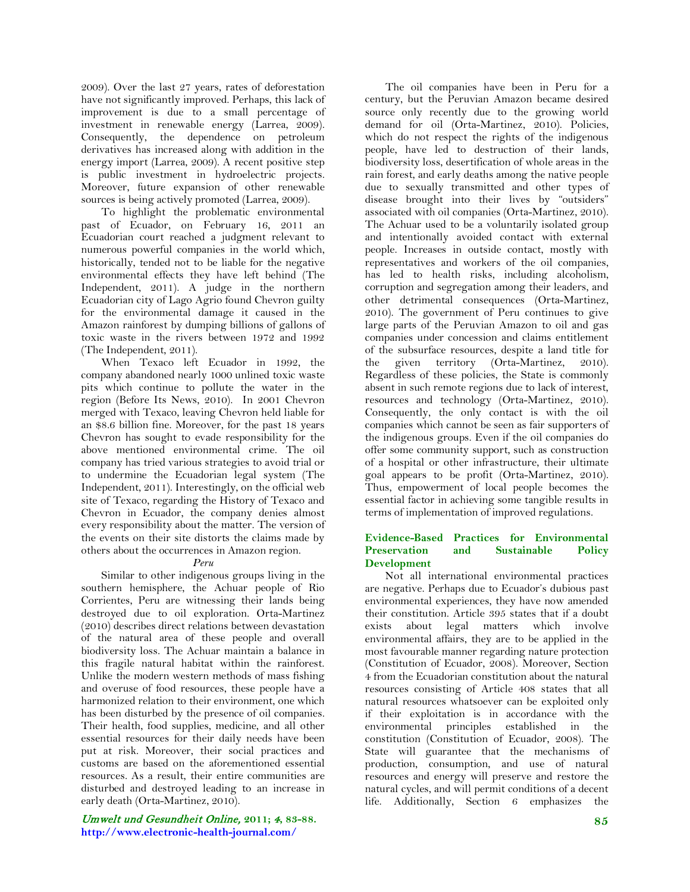2009). Over the last 27 years, rates of deforestation have not significantly improved. Perhaps, this lack of improvement is due to a small percentage of investment in renewable energy (Larrea, 2009). Consequently, the dependence on petroleum derivatives has increased along with addition in the energy import (Larrea, 2009). A recent positive step is public investment in hydroelectric projects. Moreover, future expansion of other renewable sources is being actively promoted (Larrea, 2009).

To highlight the problematic environmental past of Ecuador, on February 16, 2011 an Ecuadorian court reached a judgment relevant to numerous powerful companies in the world which, historically, tended not to be liable for the negative environmental effects they have left behind (The Independent, 2011). A judge in the northern Ecuadorian city of Lago Agrio found Chevron guilty for the environmental damage it caused in the Amazon rainforest by dumping billions of gallons of toxic waste in the rivers between 1972 and 1992 (The Independent, 2011).

When Texaco left Ecuador in 1992, the company abandoned nearly 1000 unlined toxic waste pits which continue to pollute the water in the region (Before Its News, 2010). In 2001 Chevron merged with Texaco, leaving Chevron held liable for an $8.6 billion fine. Moreover, for the past 18 years Chevron has sought to evade responsibility for the above mentioned environmental crime. The oil company has tried various strategies to avoid trial or to undermine the Ecuadorian legal system (The Independent, 2011). Interestingly, on the official web site of Texaco, regarding the History of Texaco and Chevron in Ecuador, the company denies almost every responsibility about the matter. The version of the events on their site distorts the claims made by others about the occurrences in Amazon region.

*Peru*

Similar to other indigenous groups living in the southern hemisphere, the Achuar people of Rio Corrientes, Peru are witnessing their lands being destroyed due to oil exploration. Orta-Martinez (2010) describes direct relations between devastation of the natural area of these people and overall biodiversity loss. The Achuar maintain a balance in this fragile natural habitat within the rainforest. Unlike the modern western methods of mass fishing and overuse of food resources, these people have a harmonized relation to their environment, one which has been disturbed by the presence of oil companies. Their health, food supplies, medicine, and all other essential resources for their daily needs have been put at risk. Moreover, their social practices and customs are based on the aforementioned essential resources. As a result, their entire communities are disturbed and destroyed leading to an increase in early death (Orta-Martinez, 2010).

The oil companies have been in Peru for a century, but the Peruvian Amazon became desired source only recently due to the growing world demand for oil (Orta-Martinez, 2010). Policies, which do not respect the rights of the indigenous people, have led to destruction of their lands, biodiversity loss, desertification of whole areas in the rain forest, and early deaths among the native people due to sexually transmitted and other types of disease brought into their lives by "outsiders" associated with oil companies (Orta-Martinez, 2010). The Achuar used to be a voluntarily isolated group and intentionally avoided contact with external people. Increases in outside contact, mostly with representatives and workers of the oil companies, has led to health risks, including alcoholism, corruption and segregation among their leaders, and other detrimental consequences (Orta-Martinez, 2010). The government of Peru continues to give large parts of the Peruvian Amazon to oil and gas companies under concession and claims entitlement of the subsurface resources, despite a land title for the given territory (Orta-Martinez, 2010). Regardless of these policies, the State is commonly absent in such remote regions due to lack of interest, resources and technology (Orta-Martinez, 2010). Consequently, the only contact is with the oil companies which cannot be seen as fair supporters of the indigenous groups. Even if the oil companies do offer some community support, such as construction of a hospital or other infrastructure, their ultimate goal appears to be profit (Orta-Martinez, 2010). Thus, empowerment of local people becomes the essential factor in achieving some tangible results in terms of implementation of improved regulations.

## Evidence-Based Practices for Environmental Preservation and Sustainable Policy Development

Not all international environmental practices are negative. Perhaps due to Ecuador's dubious past environmental experiences, they have now amended their constitution. Article 395 states that if a doubt exists about legal matters which involve environmental affairs, they are to be applied in the most favourable manner regarding nature protection (Constitution of Ecuador, 2008). Moreover, Section 4 from the Ecuadorian constitution about the natural resources consisting of Article 408 states that all natural resources whatsoever can be exploited only if their exploitation is in accordance with the environmental principles established in the constitution (Constitution of Ecuador, 2008). The State will guarantee that the mechanisms of production, consumption, and use of natural resources and energy will preserve and restore the natural cycles, and will permit conditions of a decent life. Additionally, Section 6 emphasizes the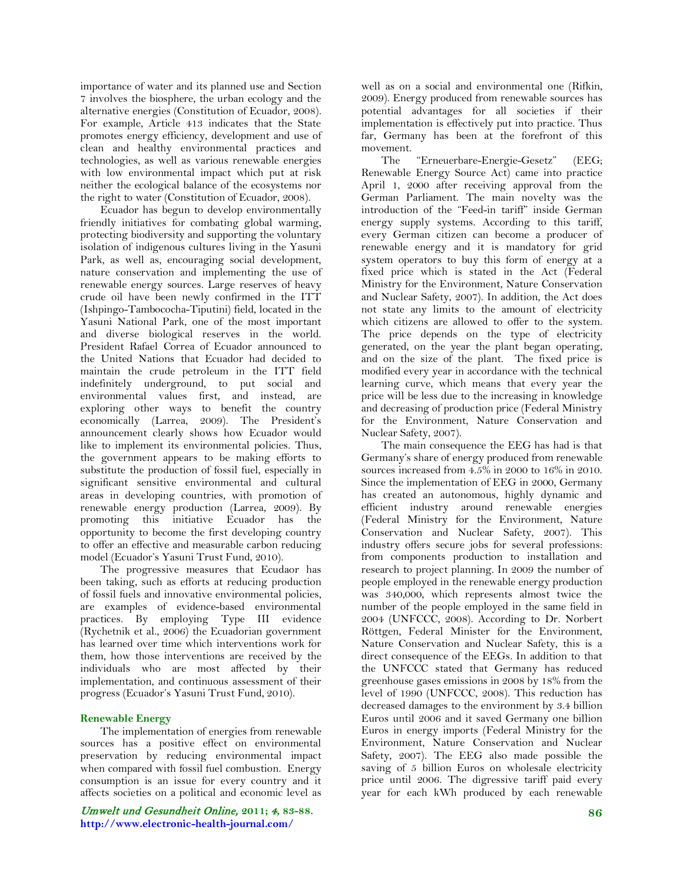importance of water and its planned use and Section 7 involves the biosphere, the urban ecology and the alternative energies (Constitution of Ecuador, 2008). For example, Article 413 indicates that the State promotes energy efficiency, development and use of clean and healthy environmental practices and technologies, as well as various renewable energies with low environmental impact which put at risk neither the ecological balance of the ecosystems nor the right to water (Constitution of Ecuador, 2008).

Ecuador has begun to develop environmentally friendly initiatives for combating global warming, protecting biodiversity and supporting the voluntary isolation of indigenous cultures living in the Yasuni Park, as well as, encouraging social development, nature conservation and implementing the use of renewable energy sources. Large reserves of heavy crude oil have been newly confirmed in the ITT (Ishpingo-Tambocoha-Tiputini) field, located in the Yasuni National Park, one of the most important and diverse biological reserves in the world. President Rafael Correa of Ecuador announced to the United Nations that Ecuador had decided to maintain the crude petroleum in the ITT field indefinitely underground, to put social and environmental values first, and instead, are exploring other ways to benefit the country economically (Larrea, 2009). The President's announcement clearly shows how Ecuador would like to implement its environmental policies. Thus, the government appears to be making efforts to substitute the production of fossil fuel, especially in significant sensitive environmental and cultural areas in developing countries, with promotion of renewable energy production (Larrea, 2009). By promoting this initiative Ecuador has the opportunity to become the first developing country to offer an effective and measurable carbon reducing model (Ecuador's Yasuni Trust Fund, 2010).

The progressive measures that Ecudaor has been taking, such as efforts at reducing production of fossil fuels and innovative environmental policies, are examples of evidence-based environmental practices. By employing Type III evidence (Rychetnik et al., 2006) the Ecuadorian government has learned over time which interventions work for them, how those interventions are received by the individuals who are most affected by their implementation, and continuous assessment of their progress (Ecuador's Yasuni Trust Fund, 2010).

### Renewable Energy

The implementation of energies from renewable sources has a positive effect on environmental preservation by reducing environmental impact when compared with fossil fuel combustion. Energy consumption is an issue for every country and it affects societies on a political and economic level as well as on a social and environmental one (Rifkin, 2009). Energy produced from renewable sources has potential advantages for all societies if their implementation is effectively put into practice. Thus far, Germany has been at the forefront of this movement.

The "Erneuerbare-Energie-Gesetz" (EEG; Renewable Energy Source Act) came into practice April 1, 2000 after receiving approval from the German Parliament. The main novelty was the introduction of the "Feed-in tariff" inside German energy supply systems. According to this tariff, every German citizen can become a producer of renewable energy and it is mandatory for grid system operators to buy this form of energy at a fixed price which is stated in the Act (Federal Ministry for the Environment, Nature Conservation and Nuclear Safety, 2007). In addition, the Act does not state any limits to the amount of electricity which citizens are allowed to offer to the system. The price depends on the type of electricity generated, on the year the plant began operating, and on the size of the plant. The fixed price is modified every year in accordance with the technical learning curve, which means that every year the price will be less due to the increasing in knowledge and decreasing of production price (Federal Ministry for the Environment, Nature Conservation and Nuclear Safety, 2007).

The main consequence the EEG has had is that Germany's share of energy produced from renewable sources increased from 4.5% in 2000 to 16% in 2010. Since the implementation of EEG in 2000, Germany has created an autonomous, highly dynamic and efficient industry around renewable energies (Federal Ministry for the Environment, Nature Conservation and Nuclear Safety, 2007). This industry offers secure jobs for several professions: from components production to installation and research to project planning. In 2009 the number of people employed in the renewable energy production was 340,000, which represents almost twice the number of the people employed in the same field in 2004 (UNFCCC, 2008). According to Dr. Norbert Röttgen, Federal Minister for the Environment, Nature Conservation and Nuclear Safety, this is a direct consequence of the EEGs. In addition to that the UNFCCC stated that Germany has reduced greenhouse gases emissions in 2008 by 18% from the level of 1990 (UNFCCC, 2008). This reduction has decreased damages to the environment by 3.4 billion Euros until 2006 and it saved Germany one billion Euros in energy imports (Federal Ministry for the Environment, Nature Conservation and Nuclear Safety, 2007). The EEG also made possible the saving of 5 billion Euros on wholesale electricity price until 2006. The digressive tariff paid every year for each kWh produced by each renewable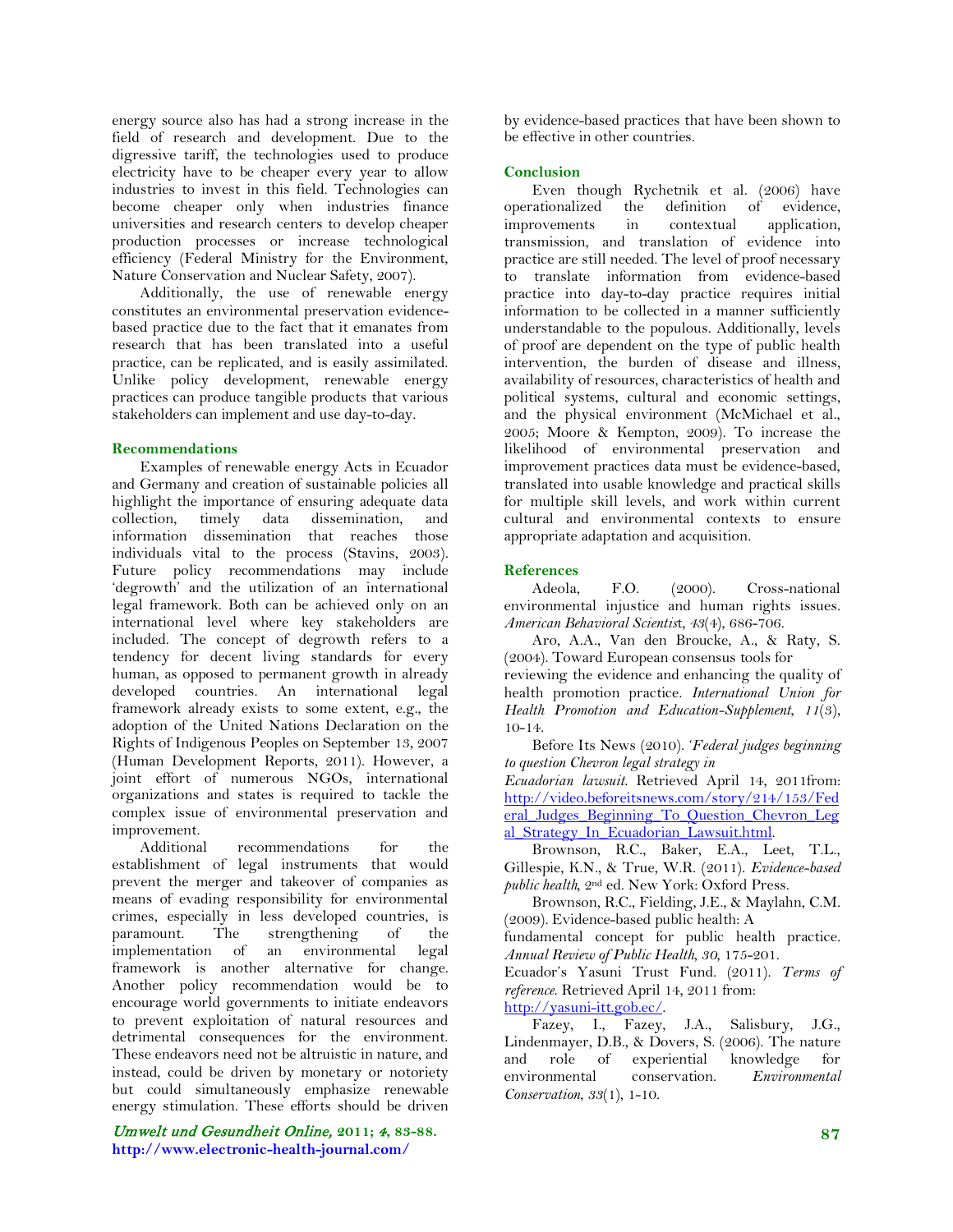energy source also has had a strong increase in the field of research and development. Due to the digressive tariff, the technologies used to produce electricity have to be cheaper every year to allow industries to invest in this field. Technologies can become cheaper only when industries finance universities and research centers to develop cheaper production processes or increase technological efficiency (Federal Ministry for the Environment, Nature Conservation and Nuclear Safety, 2007).

Additionally, the use of renewable energy constitutes an environmental preservation evidence-based practice due to the fact that it emanates from research that has been translated into a useful practice, can be replicated, and is easily assimilated. Unlike policy development, renewable energy practices can produce tangible products that various stakeholders can implement and use day-to-day.

## Recommendations

Examples of renewable energy Acts in Ecuador and Germany and creation of sustainable policies all highlight the importance of ensuring adequate data collection, timely data dissemination, and information dissemination that reaches those individuals vital to the process (Stavins, 2003). Future policy recommendations may include 'degrowth' and the utilization of an international legal framework. Both can be achieved only on an international level where key stakeholders are included. The concept of degrowth refers to a tendency for decent living standards for every human, as opposed to permanent growth in already developed countries. An international legal framework already exists to some extent, e.g., the adoption of the United Nations Declaration on the Rights of Indigenous Peoples on September 13, 2007 (Human Development Reports, 2011). However, a joint effort of numerous NGOs, international organizations and states is required to tackle the complex issue of environmental preservation and improvement.

Additional recommendations for the establishment of legal instruments that would prevent the merger and takeover of companies as means of evading responsibility for environmental crimes, especially in less developed countries, is paramount. The strengthening of the implementation of an environmental legal framework is another alternative for change. Another policy recommendation would be to encourage world governments to initiate endeavors to prevent exploitation of natural resources and detrimental consequences for the environment. These endeavors need not be altruistic in nature, and instead, could be driven by monetary or notoriety but could simultaneously emphasize renewable energy stimulation. These efforts should be driven by evidence-based practices that have been shown to be effective in other countries.

## Conclusion

Even though Rychetnik et al. (2006) have operationalized the definition of evidence, improvements in contextual application, transmission, and translation of evidence into practice are still needed. The level of proof necessary to translate information from evidence-based practice into day-to-day practice requires initial information to be collected in a manner sufficiently understandable to the populous. Additionally, levels of proof are dependent on the type of public health intervention, the burden of disease and illness, availability of resources, characteristics of health and political systems, cultural and economic settings, and the physical environment (McMichael et al., 2005; Moore & Kempton, 2009). To increase the likelihood of environmental preservation and improvement practices data must be evidence-based, translated into usable knowledge and practical skills for multiple skill levels, and work within current cultural and environmental contexts to ensure appropriate adaptation and acquisition.

## References

Adeola, F.O. (2000). Cross-national environmental injustice and human rights issues. *American Behavioral Scientist*, *43*(4), 686-706.

Aro, A.A., Van den Broucke, A., & Raty, S. (2004). Toward European consensus tools for reviewing the evidence and enhancing the quality of health promotion practice. *International Union for Health Promotion and Education-Supplement*, *11*(3), 10-14.

Before Its News (2010). '*Federal judges beginning to question Chevron legal strategy in Ecuadorian lawsuit*. Retrieved April 14, 2011from: http://video.beforeitsnews.com/story/214/153/Federal_Judges_Beginning_To_Question_Chevron_Legal_Strategy_In_Ecuadorian_Lawsuit.html.

Brownson, R.C., Baker, E.A., Leet, T.L., Gillespie, K.N., & True, W.R. (2011). *Evidence-based public health*, 2nd ed. New York: Oxford Press.

Brownson, R.C., Fielding, J.E., & Maylahn, C.M. (2009). Evidence-based public health: A fundamental concept for public health practice. *Annual Review of Public Health*, *30*, 175-201.

Ecuador's Yasuni Trust Fund. (2011). *Terms of reference*. Retrieved April 14, 2011 from: http://yasuni-itt.gob.ec/.

Fazey, I., Fazey, J.A., Salisbury, J.G., Lindenmayer, D.B., & Dovers, S. (2006). The nature and role of experiential knowledge for environmental conservation. *Environmental Conservation*, *33*(1), 1-10.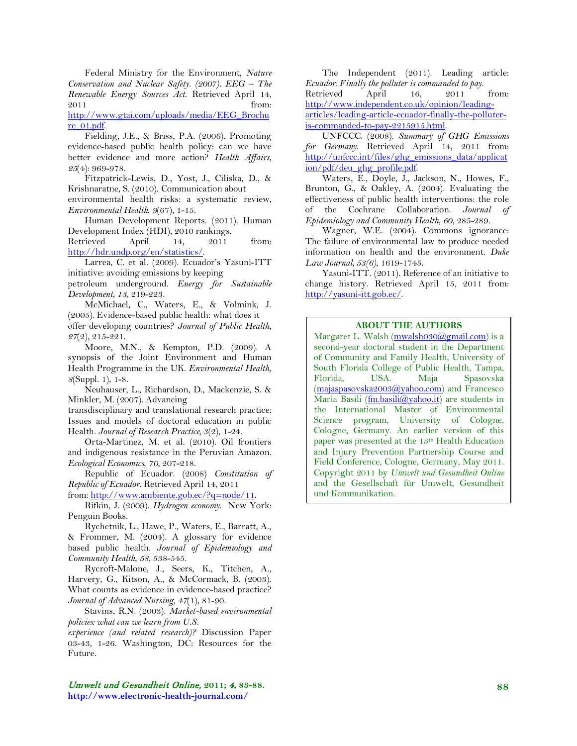Federal Ministry for the Environment, *Nature Conservation and Nuclear Safety. (2007). EEG – The Renewable Energy Sources Act*. Retrieved April 14, 2011 from: http://www.gtai.com/uploads/media/EEG_Brochure_01.pdf.

Fielding, J.E., & Briss, P.A. (2006). Promoting evidence-based public health policy: can we have better evidence and more action? *Health Affairs*, *25*(4): 969-978.

Fitzpatrick-Lewis, D., Yost, J., Ciliska, D., & Krishnaratne, S. (2010). Communication about environmental health risks: a systematic review, *Environmental Health*, *9*(67), 1-15.

Human Development Reports. (2011). Human Development Index (HDI), 2010 rankings. Retrieved April 14, 2011 from: http://hdr.undp.org/en/statistics/.

Larrea, C. et al. (2009). Ecuador's Yasuni-ITT initiative: avoiding emissions by keeping petroleum underground. *Energy for Sustainable Development*, *13*, 219-223.

McMichael, C., Waters, E., & Volmink, J. (2005). Evidence-based public health: what does it offer developing countries? *Journal of Public Health*, *27*(2), 215-221.

Moore, M.N., & Kempton, P.D. (2009). A synopsis of the Joint Environment and Human Health Programme in the UK. *Environmental Health*, *8*(Suppl. 1), 1-8.

Neuhauser, L., Richardson, D., Mackenzie, S. & Minkler, M. (2007). Advancing transdisciplinary and translational research practice: Issues and models of doctoral education in public Health. *Journal of Research Practice*, *3*(2), 1-24.

Orta-Martinez, M. et al. (2010). Oil frontiers and indigenous resistance in the Peruvian Amazon. *Ecological Economics*, *70*, 207-218.

Republic of Ecuador. (2008) *Constitution of Republic of Ecuador*. Retrieved April 14, 2011 from: http://www.ambiente.gob.ec/?q=node/11.

Rifkin, J. (2009). *Hydrogen economy.* New York: Penguin Books.

Rychetnik, L., Hawe, P., Waters, E., Barratt, A., & Frommer, M. (2004). A glossary for evidence based public health. *Journal of Epidemiology and Community Health*, *58*, 538-545.

Rycroft-Malone, J., Seers, K., Titchen, A., Harvery, G., Kitson, A., & McCormack, B. (2003). What counts as evidence in evidence-based practice? *Journal of Advanced Nursing*, *47*(1), 81-90.

Stavins, R.N. (2003). *Market-based environmental policies: what can we learn from U.S. experience (and related research)?* Discussion Paper 03-43, 1-26. Washington, DC: Resources for the Future.

The Independent (2011). Leading article: *Ecuador: Finally the polluter is commanded to pay.* Retrieved April 16, 2011 from: http://www.independent.co.uk/opinion/leading-articles/leading-article-ecuador-finally-the-polluter-is-commanded-to-pay-2215915.html.

UNFCCC. (2008). *Summary of GHG Emissions for Germany*. Retrieved April 14, 2011 from: http://unfccc.int/files/ghg_emissions_data/application/pdf/deu_ghg_profile.pdf.

Waters, E., Doyle, J., Jackson, N., Howes, F., Brunton, G., & Oakley, A. (2004). Evaluating the effectiveness of public health interventions: the role of the Cochrane Collaboration. *Journal of Epidemiology and Community Health*, *60*, 285-289.

Wagner, W.E. (2004). Commons ignorance: The failure of environmental law to produce needed information on health and the environment. *Duke Law Journal*, *53(6)*, 1619-1745.

Yasuni-ITT. (2011). Reference of an initiative to change history. Retrieved April 15, 2011 from: http://yasuni-itt.gob.ec/.

**ABOUT THE AUTHORS**

Margaret L. Walsh (mwalsh030@gmail.com) is a second-year doctoral student in the Department of Community and Family Health, University of South Florida College of Public Health, Tampa, Florida, USA. Maja Spasovska (majaspasovska2003@yahoo.com) and Francesco Maria Basili (fm.basili@yahoo.it) are students in the International Master of Environmental Science program, University of Cologne, Cologne, Germany. An earlier version of this paper was presented at the 13th Health Education and Injury Prevention Partnership Course and Field Conference, Cologne, Germany, May 2011. Copyright 2011 by *Umwelt und Gesundheit Online* and the Gesellschaft für Umwelt, Gesundheit und Kommunikation.